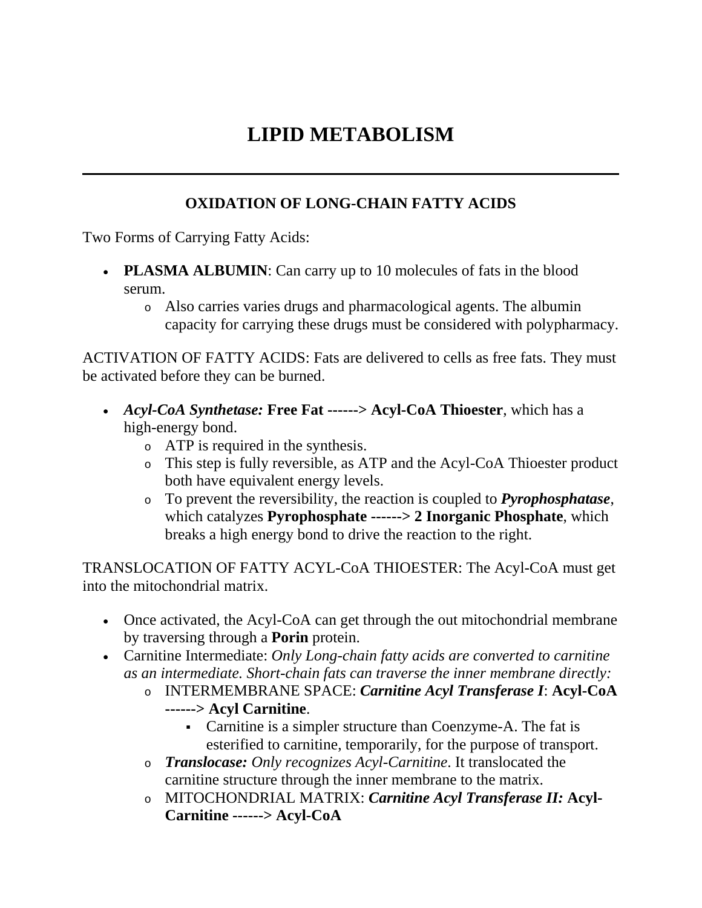# LIPID METABOLISM

---

## OXIDATION OF LONG-CHAIN FATTY ACIDS

Two Forms of Carrying Fatty Acids:

- **PLASMA ALBUMIN**: Can carry up to 10 molecules of fats in the blood serum.
  - Also carries varies drugs and pharmacological agents. The albumin capacity for carrying these drugs must be considered with polypharmacy.

ACTIVATION OF FATTY ACIDS: Fats are delivered to cells as free fats. They must be activated before they can be burned.

- ***Acyl-CoA Synthetase:*** **Free Fat ------> Acyl-CoA Thioester**, which has a high-energy bond.
  - ATP is required in the synthesis.
  - This step is fully reversible, as ATP and the Acyl-CoA Thioester product both have equivalent energy levels.
  - To prevent the reversibility, the reaction is coupled to ***Pyrophosphatase***, which catalyzes **Pyrophosphate ------> 2 Inorganic Phosphate**, which breaks a high energy bond to drive the reaction to the right.

TRANSLOCATION OF FATTY ACYL-CoA THIOESTER: The Acyl-CoA must get into the mitochondrial matrix.

- Once activated, the Acyl-CoA can get through the out mitochondrial membrane by traversing through a **Porin** protein.
- Carnitine Intermediate: *Only Long-chain fatty acids are converted to carnitine as an intermediate. Short-chain fats can traverse the inner membrane directly:*
  - INTERMEMBRANE SPACE: ***Carnitine Acyl Transferase I***: **Acyl-CoA ------> Acyl Carnitine**.
    - Carnitine is a simpler structure than Coenzyme-A. The fat is esterified to carnitine, temporarily, for the purpose of transport.
  - ***Translocase:*** *Only recognizes Acyl-Carnitine*. It translocated the carnitine structure through the inner membrane to the matrix.
  - MITOCHONDRIAL MATRIX: ***Carnitine Acyl Transferase II:*** **Acyl-Carnitine ------> Acyl-CoA**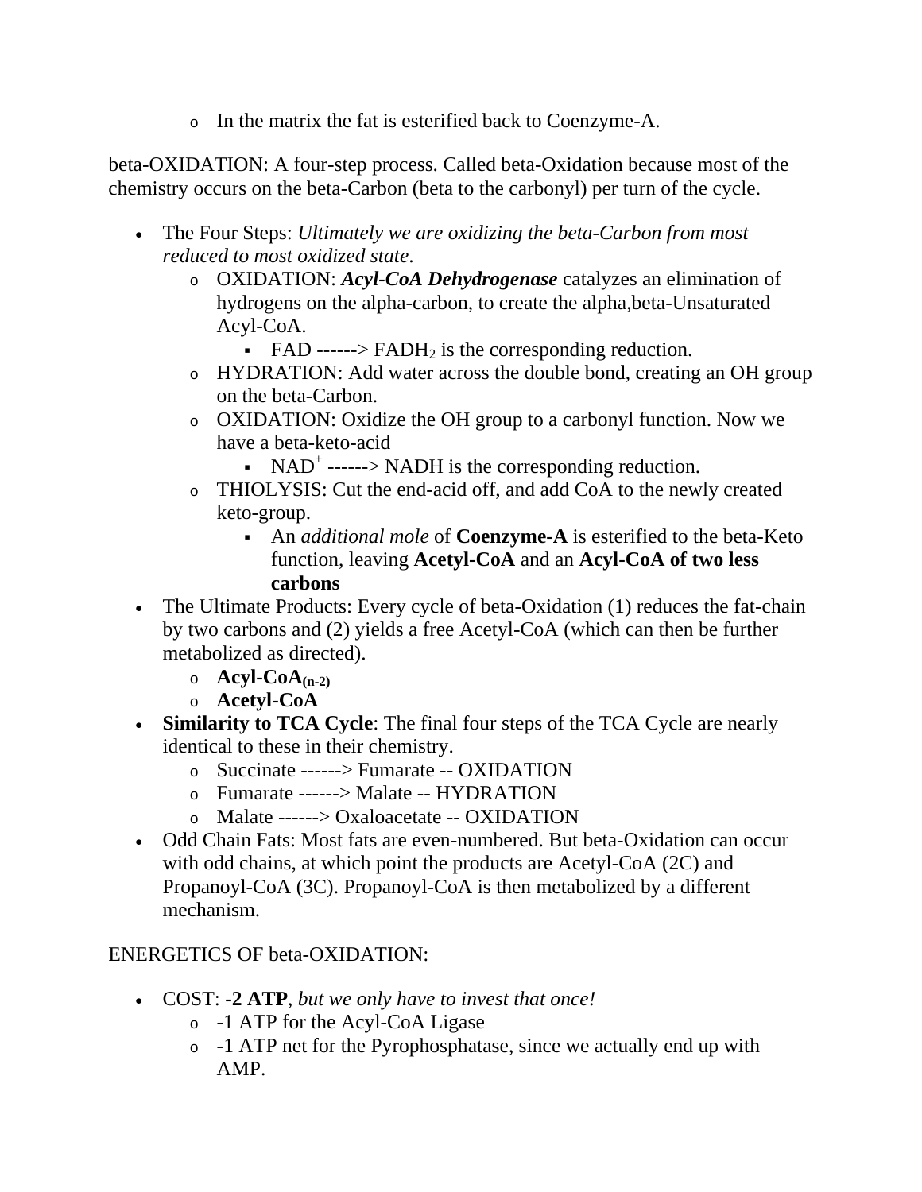- In the matrix the fat is esterified back to Coenzyme-A.

beta-OXIDATION: A four-step process. Called beta-Oxidation because most of the chemistry occurs on the beta-Carbon (beta to the carbonyl) per turn of the cycle.

- The Four Steps: *Ultimately we are oxidizing the beta-Carbon from most reduced to most oxidized state*.
    - OXIDATION: ***Acyl-CoA Dehydrogenase*** catalyzes an elimination of hydrogens on the alpha-carbon, to create the alpha,beta-Unsaturated Acyl-CoA.
        - FAD ------> $FADH_2$ is the corresponding reduction.
    - HYDRATION: Add water across the double bond, creating an OH group on the beta-Carbon.
    - OXIDATION: Oxidize the OH group to a carbonyl function. Now we have a beta-keto-acid
        - $NAD^+$ ------> NADH is the corresponding reduction.
    - THIOLYSIS: Cut the end-acid off, and add CoA to the newly created keto-group.
        - An *additional mole* of **Coenzyme-A** is esterified to the beta-Keto function, leaving **Acetyl-CoA** and an **Acyl-CoA of two less carbons**
- The Ultimate Products: Every cycle of beta-Oxidation (1) reduces the fat-chain by two carbons and (2) yields a free Acetyl-CoA (which can then be further metabolized as directed).
    - **Acyl-CoA$_{(n-2)}$**
    - **Acetyl-CoA**
- **Similarity to TCA Cycle**: The final four steps of the TCA Cycle are nearly identical to these in their chemistry.
    - Succinate ------> Fumarate -- OXIDATION
    - Fumarate ------> Malate -- HYDRATION
    - Malate ------> Oxaloacetate -- OXIDATION
- Odd Chain Fats: Most fats are even-numbered. But beta-Oxidation can occur with odd chains, at which point the products are Acetyl-CoA (2C) and Propanoyl-CoA (3C). Propanoyl-CoA is then metabolized by a different mechanism.

ENERGETICS OF beta-OXIDATION:

- COST: **-2 ATP**, *but we only have to invest that once!*
    - -1 ATP for the Acyl-CoA Ligase
    - -1 ATP net for the Pyrophosphatase, since we actually end up with AMP.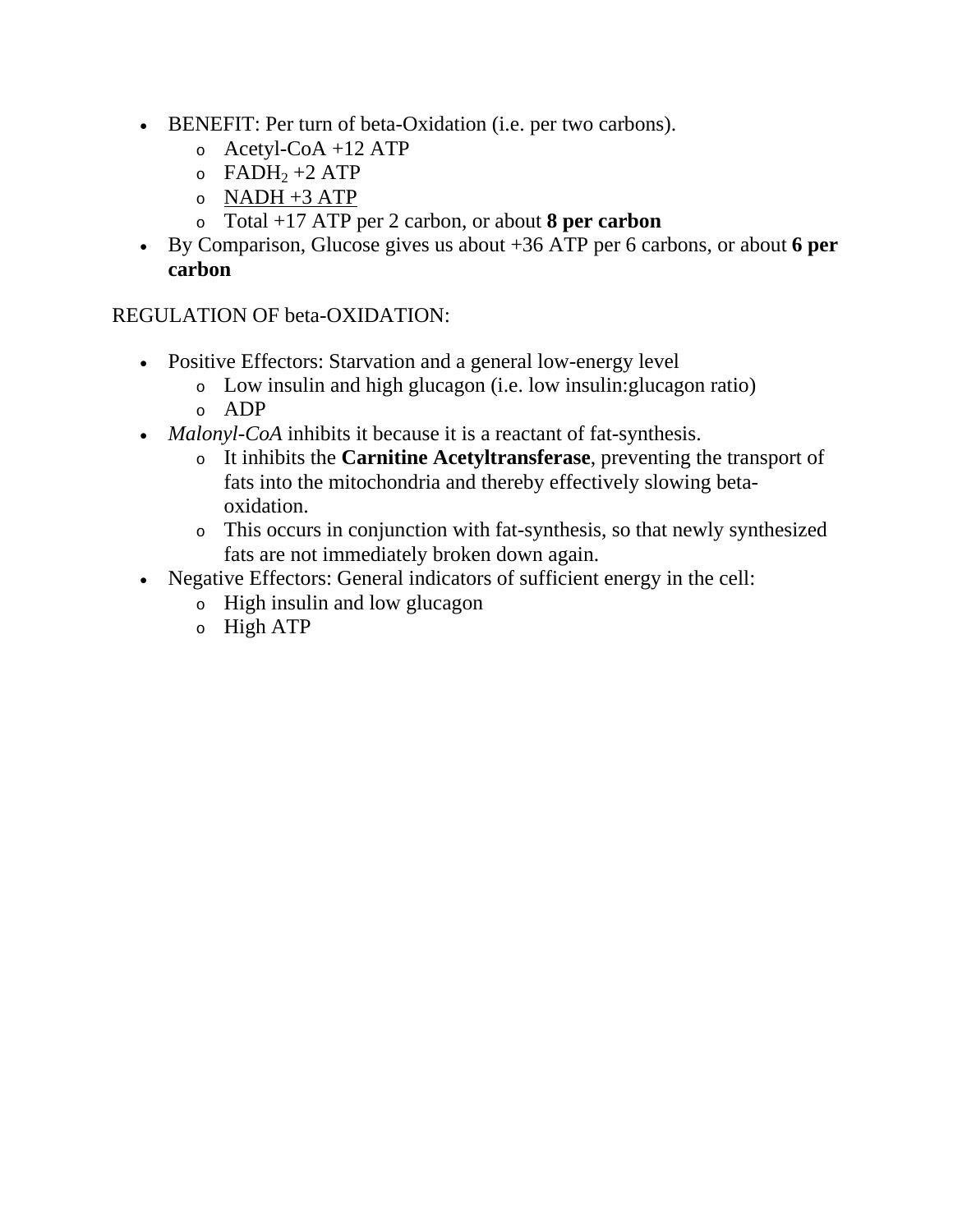- BENEFIT: Per turn of beta-Oxidation (i.e. per two carbons).
  - Acetyl-CoA +12 ATP
  - $FADH_2$ +2 ATP
  - <u>NADH +3 ATP</u>
  - Total +17 ATP per 2 carbon, or about **8 per carbon**
- By Comparison, Glucose gives us about +36 ATP per 6 carbons, or about **6 per carbon**

REGULATION OF beta-OXIDATION:

- Positive Effectors: Starvation and a general low-energy level
  - Low insulin and high glucagon (i.e. low insulin:glucagon ratio)
  - ADP
- *Malonyl-CoA* inhibits it because it is a reactant of fat-synthesis.
  - It inhibits the **Carnitine Acetyltransferase**, preventing the transport of fats into the mitochondria and thereby effectively slowing beta-oxidation.
  - This occurs in conjunction with fat-synthesis, so that newly synthesized fats are not immediately broken down again.
- Negative Effectors: General indicators of sufficient energy in the cell:
  - High insulin and low glucagon
  - High ATP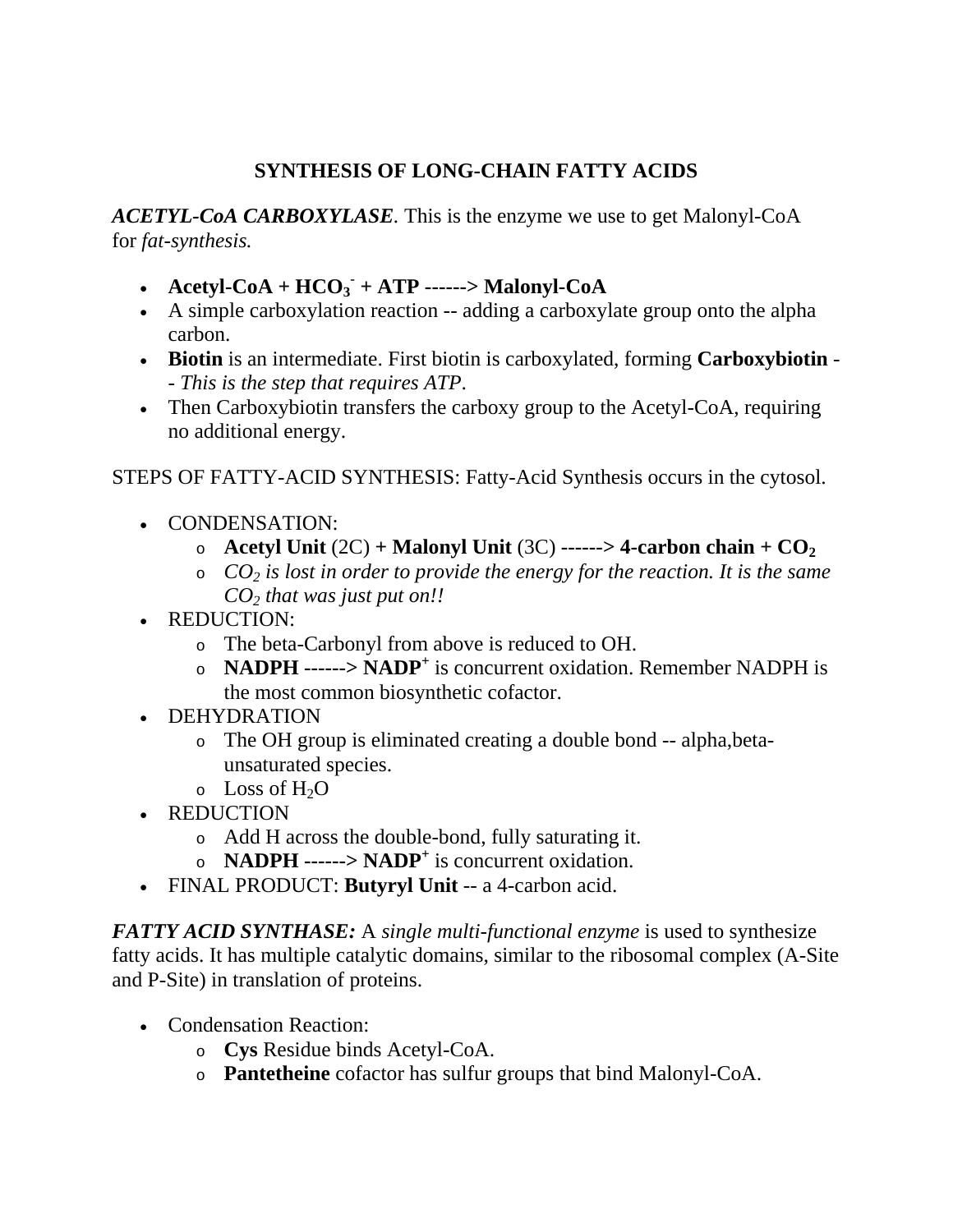## SYNTHESIS OF LONG-CHAIN FATTY ACIDS

***ACETYL-CoA CARBOXYLASE***. This is the enzyme we use to get Malonyl-CoA for *fat-synthesis.*

- **Acetyl-CoA + $HCO_3^-$ + ATP ------> Malonyl-CoA**
- A simple carboxylation reaction -- adding a carboxylate group onto the alpha carbon.
- **Biotin** is an intermediate. First biotin is carboxylated, forming **Carboxybiotin** -- *This is the step that requires ATP*.
- Then Carboxybiotin transfers the carboxy group to the Acetyl-CoA, requiring no additional energy.

STEPS OF FATTY-ACID SYNTHESIS: Fatty-Acid Synthesis occurs in the cytosol.

- CONDENSATION:
  - **Acetyl Unit** (2C) **+ Malonyl Unit** (3C) **------> 4-carbon chain + $CO_2$**
  - *$CO_2$ is lost in order to provide the energy for the reaction. It is the same $CO_2$ that was just put on!!*
- REDUCTION:
  - The beta-Carbonyl from above is reduced to OH.
  - **NADPH ------> $NADP^+$** is concurrent oxidation. Remember NADPH is the most common biosynthetic cofactor.
- DEHYDRATION
  - The OH group is eliminated creating a double bond -- alpha,beta-unsaturated species.
  - Loss of $H_2O$
- REDUCTION
  - Add H across the double-bond, fully saturating it.
  - **NADPH ------> $NADP^+$** is concurrent oxidation.
- FINAL PRODUCT: **Butyryl Unit** -- a 4-carbon acid.

***FATTY ACID SYNTHASE:*** A *single multi-functional enzyme* is used to synthesize fatty acids. It has multiple catalytic domains, similar to the ribosomal complex (A-Site and P-Site) in translation of proteins.

- Condensation Reaction:
  - **Cys** Residue binds Acetyl-CoA.
  - **Pantetheine** cofactor has sulfur groups that bind Malonyl-CoA.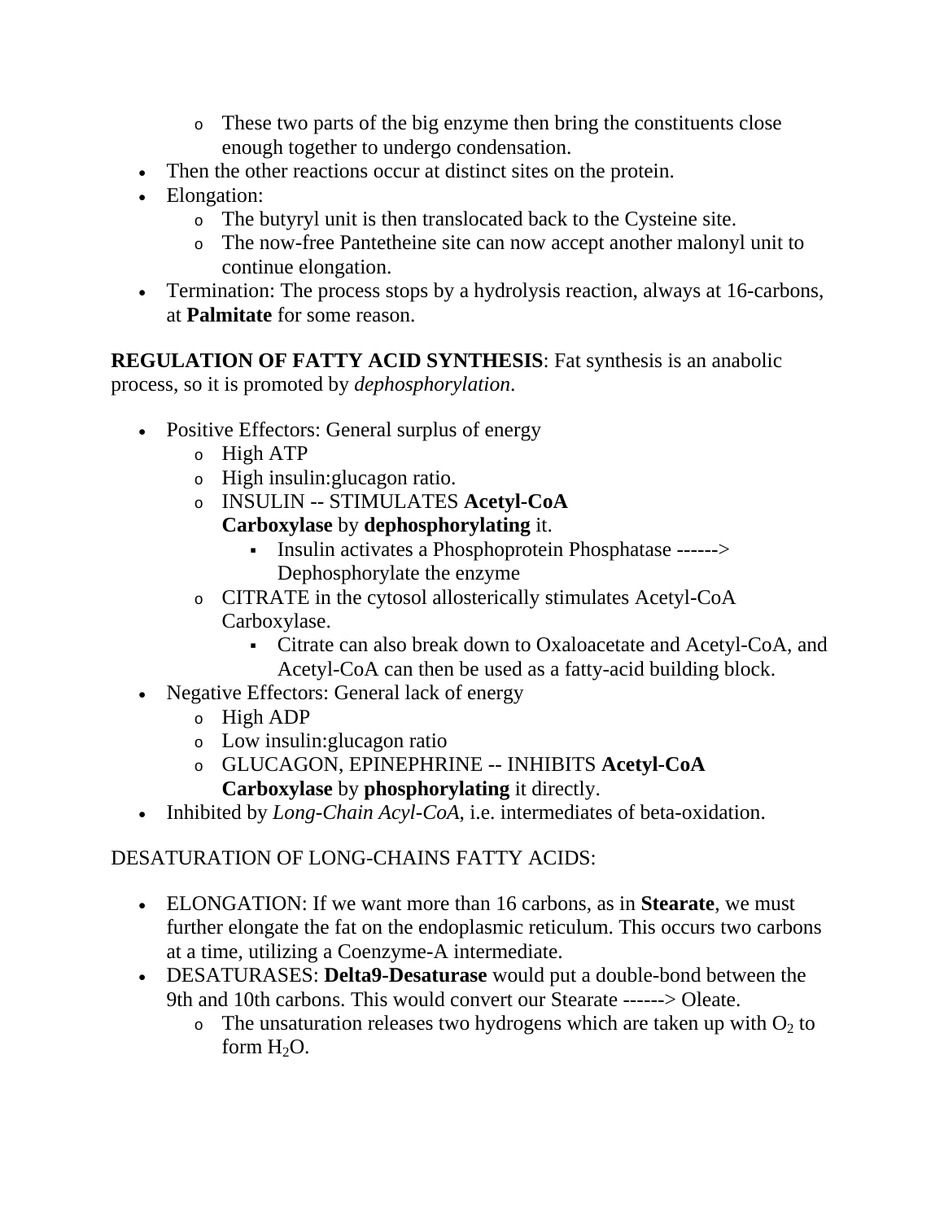- These two parts of the big enzyme then bring the constituents close enough together to undergo condensation.
- Then the other reactions occur at distinct sites on the protein.
- Elongation:
  - The butyryl unit is then translocated back to the Cysteine site.
  - The now-free Pantetheine site can now accept another malonyl unit to continue elongation.
- Termination: The process stops by a hydrolysis reaction, always at 16-carbons, at **Palmitate** for some reason.

**REGULATION OF FATTY ACID SYNTHESIS**: Fat synthesis is an anabolic process, so it is promoted by *dephosphorylation*.

- Positive Effectors: General surplus of energy
  - High ATP
  - High insulin:glucagon ratio.
  - INSULIN -- STIMULATES **Acetyl-CoA Carboxylase** by **dephosphorylating** it.
    - Insulin activates a Phosphoprotein Phosphatase ------> Dephosphorylate the enzyme
  - CITRATE in the cytosol allosterically stimulates Acetyl-CoA Carboxylase.
    - Citrate can also break down to Oxaloacetate and Acetyl-CoA, and Acetyl-CoA can then be used as a fatty-acid building block.
- Negative Effectors: General lack of energy
  - High ADP
  - Low insulin:glucagon ratio
  - GLUCAGON, EPINEPHRINE -- INHIBITS **Acetyl-CoA Carboxylase** by **phosphorylating** it directly.
- Inhibited by *Long-Chain Acyl-CoA*, i.e. intermediates of beta-oxidation.

DESATURATION OF LONG-CHAINS FATTY ACIDS:

- ELONGATION: If we want more than 16 carbons, as in **Stearate**, we must further elongate the fat on the endoplasmic reticulum. This occurs two carbons at a time, utilizing a Coenzyme-A intermediate.
- DESATURASES: **Delta9-Desaturase** would put a double-bond between the 9th and 10th carbons. This would convert our Stearate ------> Oleate.
  - The unsaturation releases two hydrogens which are taken up with $O_2$ to form $H_2O$.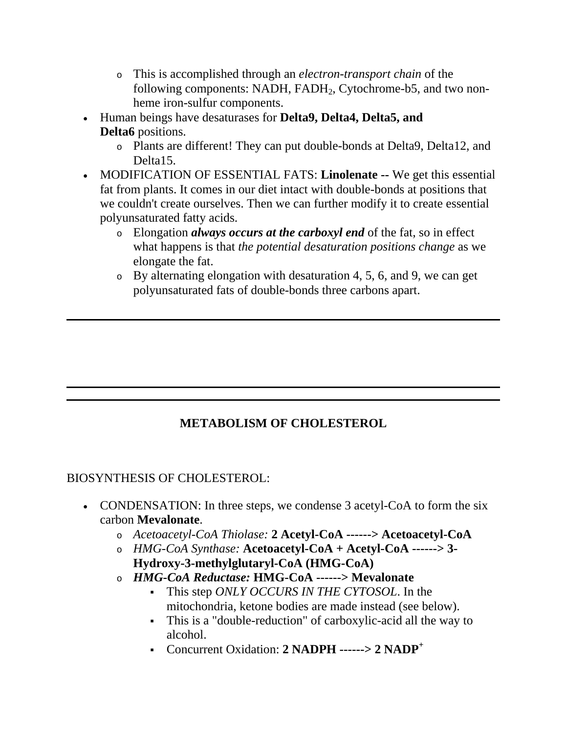- This is accomplished through an *electron-transport chain* of the following components: NADH, $FADH_2$, Cytochrome-b5, and two non-heme iron-sulfur components.

- Human beings have desaturases for **Delta9, Delta4, Delta5, and Delta6** positions.
  - Plants are different! They can put double-bonds at Delta9, Delta12, and Delta15.
- MODIFICATION OF ESSENTIAL FATS: **Linolenate --** We get this essential fat from plants. It comes in our diet intact with double-bonds at positions that we couldn't create ourselves. Then we can further modify it to create essential polyunsaturated fatty acids.
  - Elongation ***always occurs at the carboxyl end*** of the fat, so in effect what happens is that *the potential desaturation positions change* as we elongate the fat.
  - By alternating elongation with desaturation 4, 5, 6, and 9, we can get polyunsaturated fats of double-bonds three carbons apart.

---

---

## METABOLISM OF CHOLESTEROL

BIOSYNTHESIS OF CHOLESTEROL:

- CONDENSATION: In three steps, we condense 3 acetyl-CoA to form the six carbon **Mevalonate**.
  - *Acetoacetyl-CoA Thiolase:* **2 Acetyl-CoA ------> Acetoacetyl-CoA**
  - *HMG-CoA Synthase:* **Acetoacetyl-CoA + Acetyl-CoA ------> 3-Hydroxy-3-methylglutaryl-CoA (HMG-CoA)**
  - ***HMG-CoA Reductase:*** **HMG-CoA ------> Mevalonate**
    - This step *ONLY OCCURS IN THE CYTOSOL*. In the mitochondria, ketone bodies are made instead (see below).
    - This is a "double-reduction" of carboxylic-acid all the way to alcohol.
    - Concurrent Oxidation: **2 NADPH ------> 2 $NADP^+$**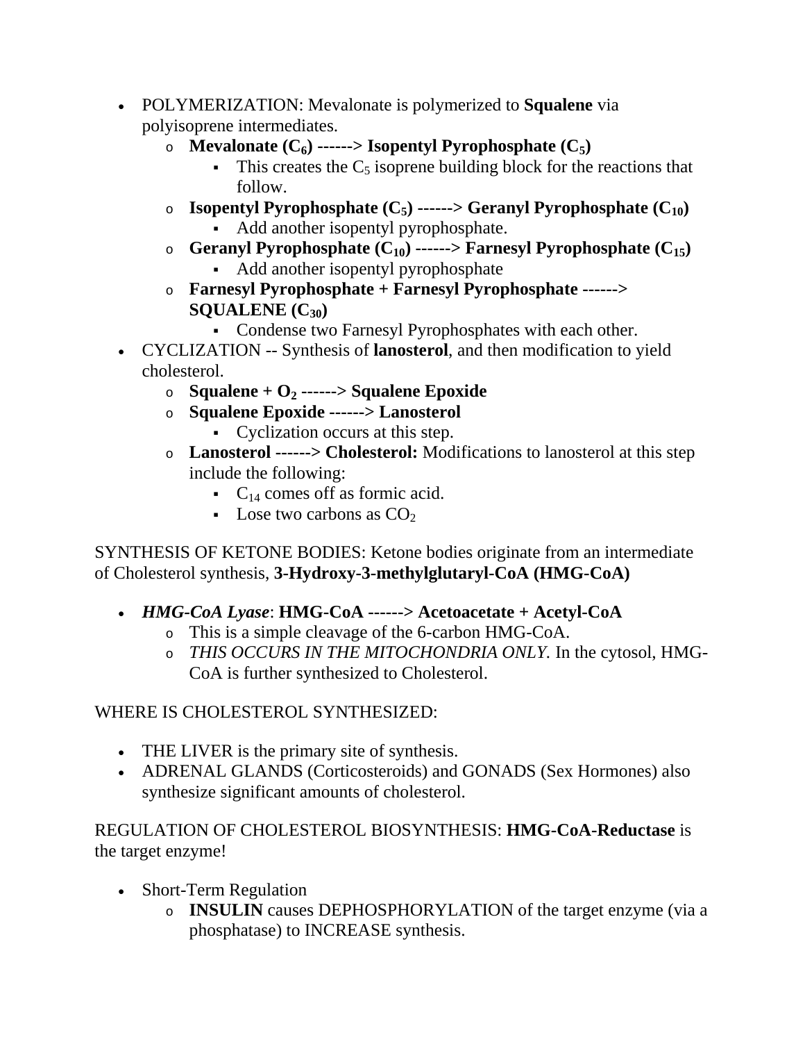- POLYMERIZATION: Mevalonate is polymerized to **Squalene** via polyisoprene intermediates.
  - **Mevalonate ($C_6$) ------> Isopentyl Pyrophosphate ($C_5$)**
    - This creates the $C_5$ isoprene building block for the reactions that follow.
  - **Isopentyl Pyrophosphate ($C_5$) ------> Geranyl Pyrophosphate ($C_{10}$)**
    - Add another isopentyl pyrophosphate.
  - **Geranyl Pyrophosphate ($C_{10}$) ------> Farnesyl Pyrophosphate ($C_{15}$)**
    - Add another isopentyl pyrophosphate
  - **Farnesyl Pyrophosphate + Farnesyl Pyrophosphate ------> SQUALENE ($C_{30}$)**
    - Condense two Farnesyl Pyrophosphates with each other.
- CYCLIZATION -- Synthesis of **lanosterol**, and then modification to yield cholesterol.
  - **Squalene + $O_2$ ------> Squalene Epoxide**
  - **Squalene Epoxide ------> Lanosterol**
    - Cyclization occurs at this step.
  - **Lanosterol ------> Cholesterol:** Modifications to lanosterol at this step include the following:
    - $C_{14}$ comes off as formic acid.
    - Lose two carbons as $CO_2$

SYNTHESIS OF KETONE BODIES: Ketone bodies originate from an intermediate of Cholesterol synthesis, **3-Hydroxy-3-methylglutaryl-CoA (HMG-CoA)**

- ***HMG-CoA Lyase***: **HMG-CoA ------> Acetoacetate + Acetyl-CoA**
  - This is a simple cleavage of the 6-carbon HMG-CoA.
  - *THIS OCCURS IN THE MITOCHONDRIA ONLY.* In the cytosol, HMG-CoA is further synthesized to Cholesterol.

WHERE IS CHOLESTEROL SYNTHESIZED:

- THE LIVER is the primary site of synthesis.
- ADRENAL GLANDS (Corticosteroids) and GONADS (Sex Hormones) also synthesize significant amounts of cholesterol.

REGULATION OF CHOLESTEROL BIOSYNTHESIS: **HMG-CoA-Reductase** is the target enzyme!

- Short-Term Regulation
  - **INSULIN** causes DEPHOSPHORYLATION of the target enzyme (via a phosphatase) to INCREASE synthesis.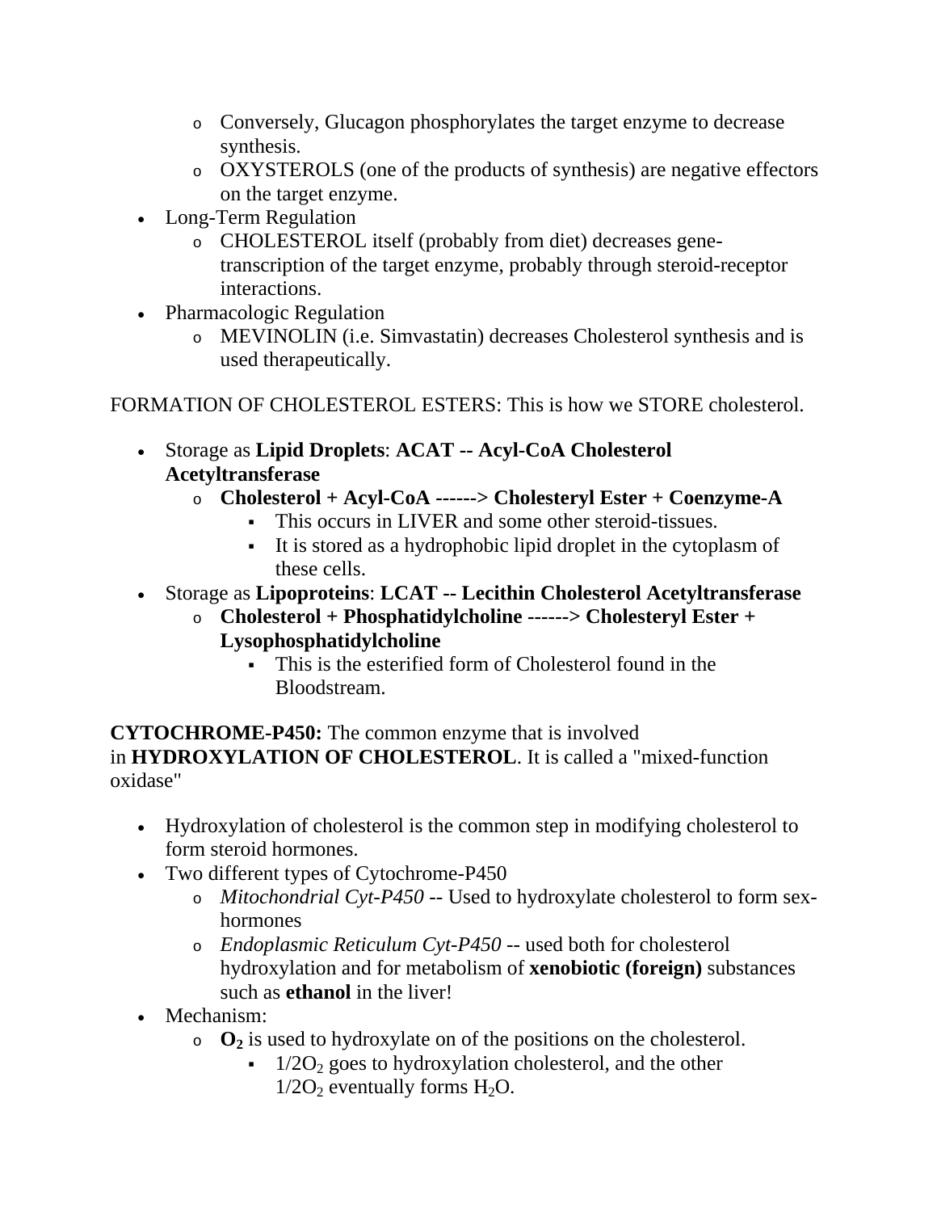- Conversely, Glucagon phosphorylates the target enzyme to decrease synthesis.
  - OXYSTEROLS (one of the products of synthesis) are negative effectors on the target enzyme.
- Long-Term Regulation
  - CHOLESTEROL itself (probably from diet) decreases gene-transcription of the target enzyme, probably through steroid-receptor interactions.
- Pharmacologic Regulation
  - MEVINOLIN (i.e. Simvastatin) decreases Cholesterol synthesis and is used therapeutically.

FORMATION OF CHOLESTEROL ESTERS: This is how we STORE cholesterol.

- Storage as **Lipid Droplets**: **ACAT -- Acyl-CoA Cholesterol Acetyltransferase**
  - **Cholesterol + Acyl-CoA ------> Cholesteryl Ester + Coenzyme-A**
    - This occurs in LIVER and some other steroid-tissues.
    - It is stored as a hydrophobic lipid droplet in the cytoplasm of these cells.
- Storage as **Lipoproteins**: **LCAT -- Lecithin Cholesterol Acetyltransferase**
  - **Cholesterol + Phosphatidylcholine ------> Cholesteryl Ester + Lysophosphatidylcholine**
    - This is the esterified form of Cholesterol found in the Bloodstream.

**CYTOCHROME-P450:** The common enzyme that is involved in **HYDROXYLATION OF CHOLESTEROL**. It is called a "mixed-function oxidase"

- Hydroxylation of cholesterol is the common step in modifying cholesterol to form steroid hormones.
- Two different types of Cytochrome-P450
  - *Mitochondrial Cyt-P450* -- Used to hydroxylate cholesterol to form sex-hormones
  - *Endoplasmic Reticulum Cyt-P450* -- used both for cholesterol hydroxylation and for metabolism of **xenobiotic (foreign)** substances such as **ethanol** in the liver!
- Mechanism:
  - **$O_2$** is used to hydroxylate on of the positions on the cholesterol.
    - $1/2O_2$ goes to hydroxylation cholesterol, and the other $1/2O_2$ eventually forms $H_2O$.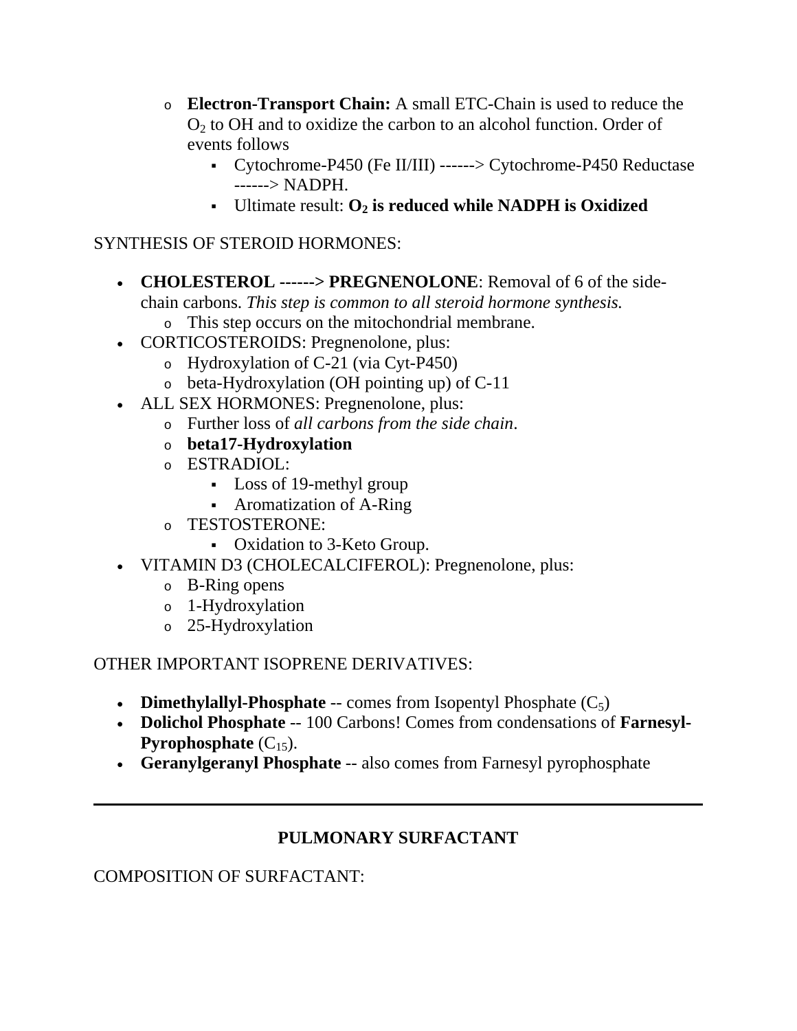- **Electron-Transport Chain:** A small ETC-Chain is used to reduce the $O_2$ to OH and to oxidize the carbon to an alcohol function. Order of events follows
  - Cytochrome-P450 (Fe II/III) ------> Cytochrome-P450 Reductase ------> NADPH.
  - Ultimate result: **$O_2$ is reduced while NADPH is Oxidized**

SYNTHESIS OF STEROID HORMONES:

- **CHOLESTEROL ------> PREGNENOLONE**: Removal of 6 of the side-chain carbons. *This step is common to all steroid hormone synthesis.*
  - This step occurs on the mitochondrial membrane.
- CORTICOSTEROIDS: Pregnenolone, plus:
  - Hydroxylation of C-21 (via Cyt-P450)
  - beta-Hydroxylation (OH pointing up) of C-11
- ALL SEX HORMONES: Pregnenolone, plus:
  - Further loss of *all carbons from the side chain*.
  - **beta17-Hydroxylation**
  - ESTRADIOL:
    - Loss of 19-methyl group
    - Aromatization of A-Ring
  - TESTOSTERONE:
    - Oxidation to 3-Keto Group.
- VITAMIN D3 (CHOLECALCIFEROL): Pregnenolone, plus:
  - B-Ring opens
  - 1-Hydroxylation
  - 25-Hydroxylation

OTHER IMPORTANT ISOPRENE DERIVATIVES:

- **Dimethylallyl-Phosphate** -- comes from Isopentyl Phosphate ($C_5$)
- **Dolichol Phosphate** -- 100 Carbons! Comes from condensations of **Farnesyl-Pyrophosphate** ($C_{15}$).
- **Geranylgeranyl Phosphate** -- also comes from Farnesyl pyrophosphate

---

## PULMONARY SURFACTANT

COMPOSITION OF SURFACTANT: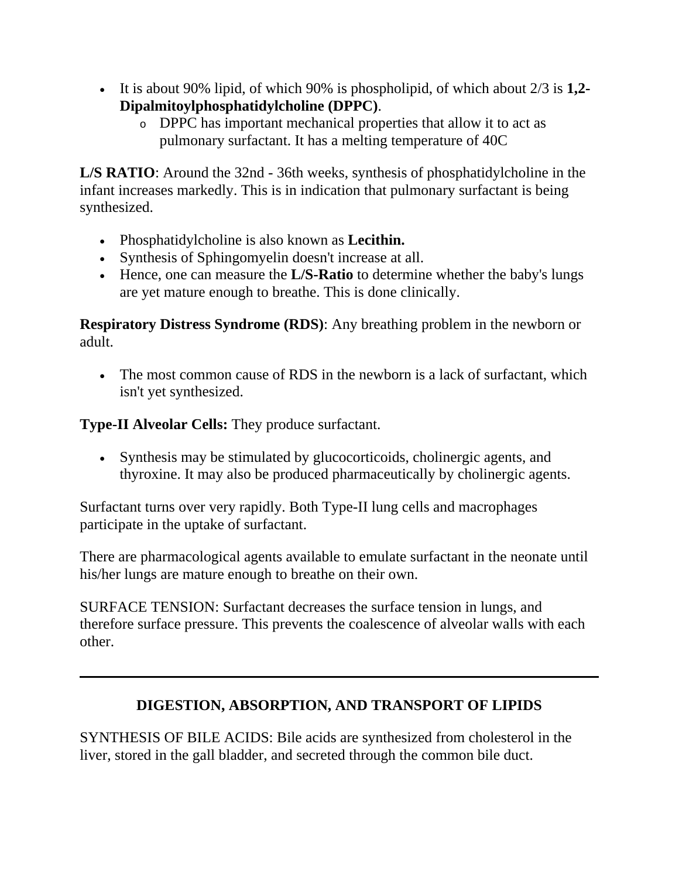- It is about 90% lipid, of which 90% is phospholipid, of which about 2/3 is **1,2-Dipalmitoylphosphatidylcholine (DPPC)**.
  - DPPC has important mechanical properties that allow it to act as pulmonary surfactant. It has a melting temperature of 40C

**L/S RATIO**: Around the 32nd - 36th weeks, synthesis of phosphatidylcholine in the infant increases markedly. This is in indication that pulmonary surfactant is being synthesized.

- Phosphatidylcholine is also known as **Lecithin.**
- Synthesis of Sphingomyelin doesn't increase at all.
- Hence, one can measure the **L/S-Ratio** to determine whether the baby's lungs are yet mature enough to breathe. This is done clinically.

**Respiratory Distress Syndrome (RDS)**: Any breathing problem in the newborn or adult.

- The most common cause of RDS in the newborn is a lack of surfactant, which isn't yet synthesized.

**Type-II Alveolar Cells:** They produce surfactant.

- Synthesis may be stimulated by glucocorticoids, cholinergic agents, and thyroxine. It may also be produced pharmaceutically by cholinergic agents.

Surfactant turns over very rapidly. Both Type-II lung cells and macrophages participate in the uptake of surfactant.

There are pharmacological agents available to emulate surfactant in the neonate until his/her lungs are mature enough to breathe on their own.

SURFACE TENSION: Surfactant decreases the surface tension in lungs, and therefore surface pressure. This prevents the coalescence of alveolar walls with each other.

---

## DIGESTION, ABSORPTION, AND TRANSPORT OF LIPIDS

SYNTHESIS OF BILE ACIDS: Bile acids are synthesized from cholesterol in the liver, stored in the gall bladder, and secreted through the common bile duct.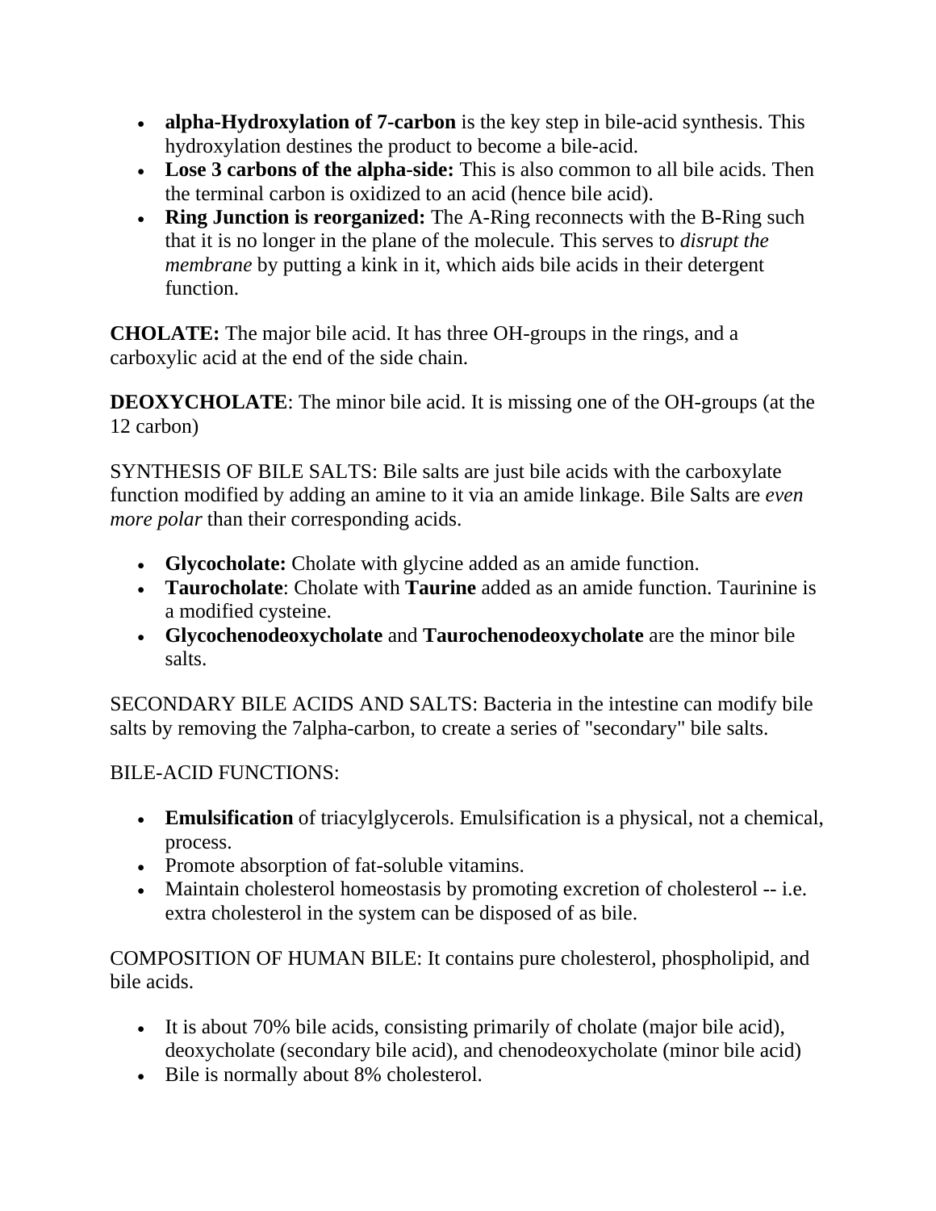- **alpha-Hydroxylation of 7-carbon** is the key step in bile-acid synthesis. This hydroxylation destines the product to become a bile-acid.
- **Lose 3 carbons of the alpha-side:** This is also common to all bile acids. Then the terminal carbon is oxidized to an acid (hence bile acid).
- **Ring Junction is reorganized:** The A-Ring reconnects with the B-Ring such that it is no longer in the plane of the molecule. This serves to *disrupt the membrane* by putting a kink in it, which aids bile acids in their detergent function.

**CHOLATE:** The major bile acid. It has three OH-groups in the rings, and a carboxylic acid at the end of the side chain.

**DEOXYCHOLATE**: The minor bile acid. It is missing one of the OH-groups (at the 12 carbon)

SYNTHESIS OF BILE SALTS: Bile salts are just bile acids with the carboxylate function modified by adding an amine to it via an amide linkage. Bile Salts are *even more polar* than their corresponding acids.

- **Glycocholate:** Cholate with glycine added as an amide function.
- **Taurocholate**: Cholate with **Taurine** added as an amide function. Taurinine is a modified cysteine.
- **Glycochenodeoxycholate** and **Taurochenodeoxycholate** are the minor bile salts.

SECONDARY BILE ACIDS AND SALTS: Bacteria in the intestine can modify bile salts by removing the 7alpha-carbon, to create a series of "secondary" bile salts.

BILE-ACID FUNCTIONS:

- **Emulsification** of triacylglycerols. Emulsification is a physical, not a chemical, process.
- Promote absorption of fat-soluble vitamins.
- Maintain cholesterol homeostasis by promoting excretion of cholesterol -- i.e. extra cholesterol in the system can be disposed of as bile.

COMPOSITION OF HUMAN BILE: It contains pure cholesterol, phospholipid, and bile acids.

- It is about 70% bile acids, consisting primarily of cholate (major bile acid), deoxycholate (secondary bile acid), and chenodeoxycholate (minor bile acid)
- Bile is normally about 8% cholesterol.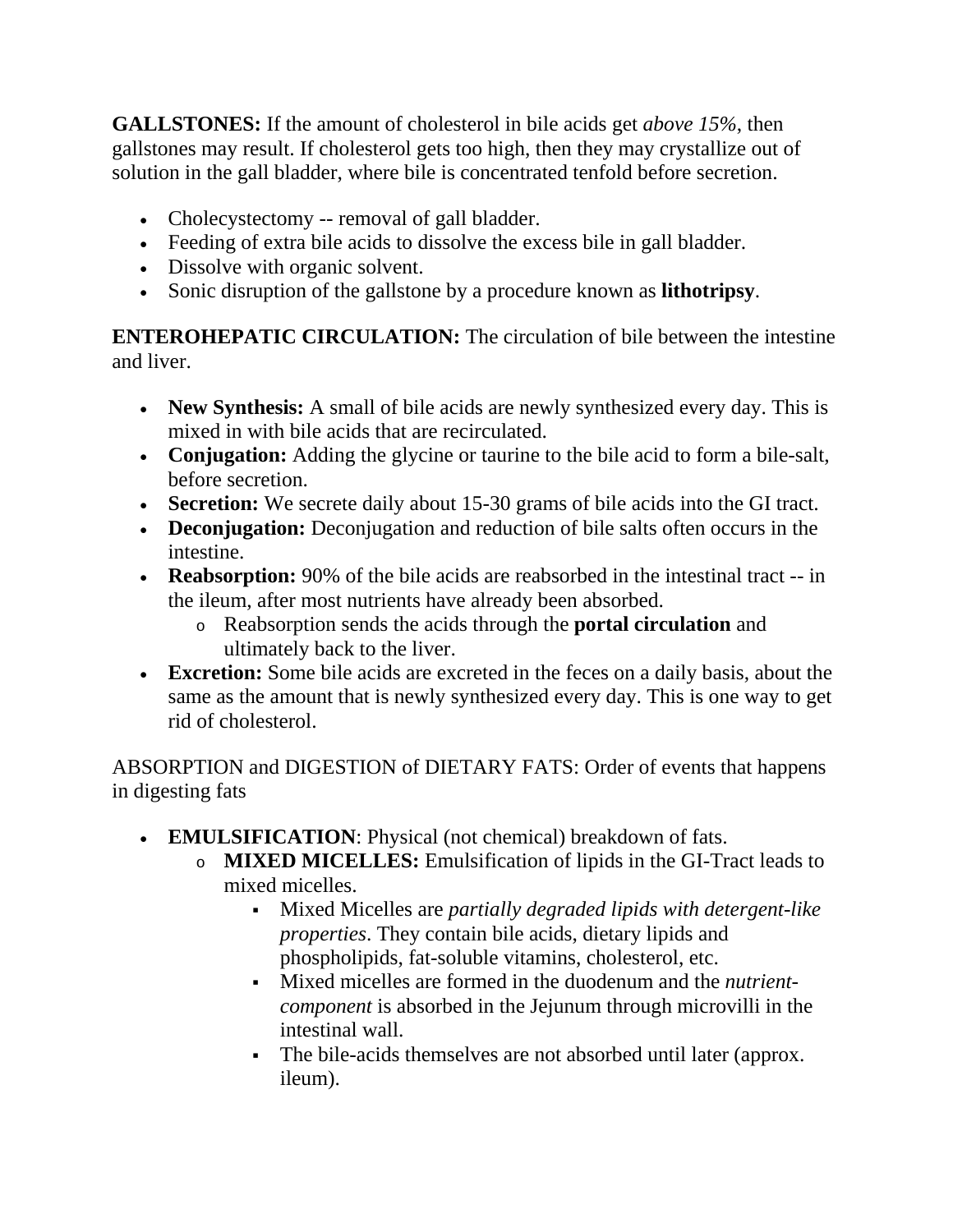**GALLSTONES:** If the amount of cholesterol in bile acids get *above 15%*, then gallstones may result. If cholesterol gets too high, then they may crystallize out of solution in the gall bladder, where bile is concentrated tenfold before secretion.

- Cholecystectomy -- removal of gall bladder.
- Feeding of extra bile acids to dissolve the excess bile in gall bladder.
- Dissolve with organic solvent.
- Sonic disruption of the gallstone by a procedure known as **lithotripsy**.

**ENTEROHEPATIC CIRCULATION:** The circulation of bile between the intestine and liver.

- **New Synthesis:** A small of bile acids are newly synthesized every day. This is mixed in with bile acids that are recirculated.
- **Conjugation:** Adding the glycine or taurine to the bile acid to form a bile-salt, before secretion.
- **Secretion:** We secrete daily about 15-30 grams of bile acids into the GI tract.
- **Deconjugation:** Deconjugation and reduction of bile salts often occurs in the intestine.
- **Reabsorption:** 90% of the bile acids are reabsorbed in the intestinal tract -- in the ileum, after most nutrients have already been absorbed.
  - Reabsorption sends the acids through the **portal circulation** and ultimately back to the liver.
- **Excretion:** Some bile acids are excreted in the feces on a daily basis, about the same as the amount that is newly synthesized every day. This is one way to get rid of cholesterol.

ABSORPTION and DIGESTION of DIETARY FATS: Order of events that happens in digesting fats

- **EMULSIFICATION**: Physical (not chemical) breakdown of fats.
  - **MIXED MICELLES:** Emulsification of lipids in the GI-Tract leads to mixed micelles.
    - Mixed Micelles are *partially degraded lipids with detergent-like properties*. They contain bile acids, dietary lipids and phospholipids, fat-soluble vitamins, cholesterol, etc.
    - Mixed micelles are formed in the duodenum and the *nutrient-component* is absorbed in the Jejunum through microvilli in the intestinal wall.
    - The bile-acids themselves are not absorbed until later (approx. ileum).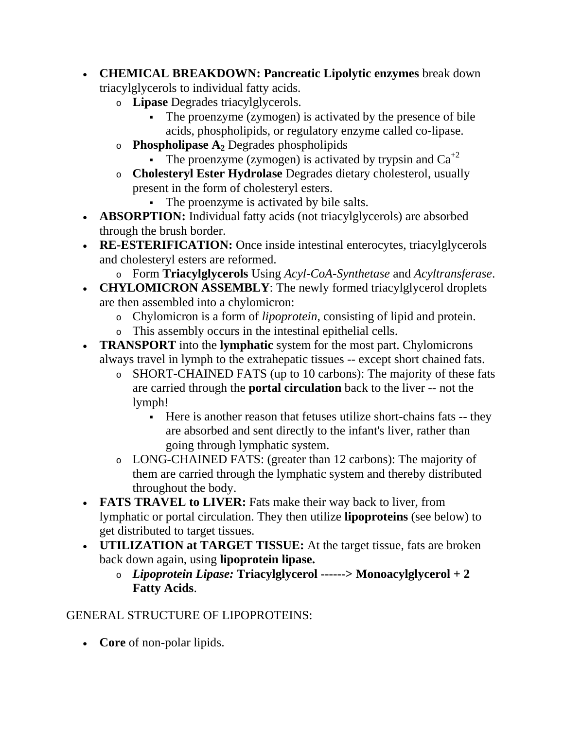- **CHEMICAL BREAKDOWN: Pancreatic Lipolytic enzymes** break down triacylglycerols to individual fatty acids.
  - **Lipase** Degrades triacylglycerols.
    - The proenzyme (zymogen) is activated by the presence of bile acids, phospholipids, or regulatory enzyme called co-lipase.
  - **Phospholipase $A_2$** Degrades phospholipids
    - The proenzyme (zymogen) is activated by trypsin and $Ca^{+2}$
  - **Cholesteryl Ester Hydrolase** Degrades dietary cholesterol, usually present in the form of cholesteryl esters.
    - The proenzyme is activated by bile salts.
- **ABSORPTION:** Individual fatty acids (not triacylglycerols) are absorbed through the brush border.
- **RE-ESTERIFICATION:** Once inside intestinal enterocytes, triacylglycerols and cholesteryl esters are reformed.
  - Form **Triacylglycerols** Using *Acyl-CoA-Synthetase* and *Acyltransferase*.
- **CHYLOMICRON ASSEMBLY**: The newly formed triacylglycerol droplets are then assembled into a chylomicron:
  - Chylomicron is a form of *lipoprotein*, consisting of lipid and protein.
  - This assembly occurs in the intestinal epithelial cells.
- **TRANSPORT** into the **lymphatic** system for the most part. Chylomicrons always travel in lymph to the extrahepatic tissues -- except short chained fats.
  - SHORT-CHAINED FATS (up to 10 carbons): The majority of these fats are carried through the **portal circulation** back to the liver -- not the lymph!
    - Here is another reason that fetuses utilize short-chains fats -- they are absorbed and sent directly to the infant's liver, rather than going through lymphatic system.
  - LONG-CHAINED FATS: (greater than 12 carbons): The majority of them are carried through the lymphatic system and thereby distributed throughout the body.
- **FATS TRAVEL to LIVER:** Fats make their way back to liver, from lymphatic or portal circulation. They then utilize **lipoproteins** (see below) to get distributed to target tissues.
- **UTILIZATION at TARGET TISSUE:** At the target tissue, fats are broken back down again, using **lipoprotein lipase.**
  - ***Lipoprotein Lipase:*** **Triacylglycerol ------> Monoacylglycerol + 2 Fatty Acids**.

GENERAL STRUCTURE OF LIPOPROTEINS:

- **Core** of non-polar lipids.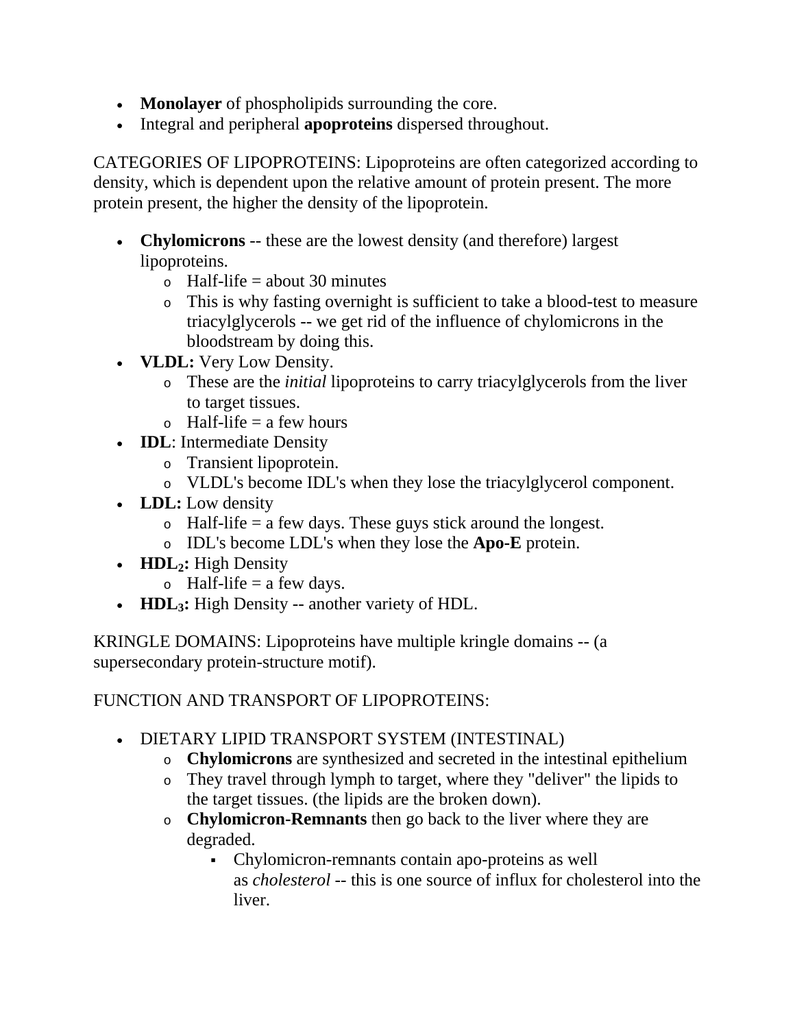- **Monolayer** of phospholipids surrounding the core.
- Integral and peripheral **apoproteins** dispersed throughout.

CATEGORIES OF LIPOPROTEINS: Lipoproteins are often categorized according to density, which is dependent upon the relative amount of protein present. The more protein present, the higher the density of the lipoprotein.

- **Chylomicrons** -- these are the lowest density (and therefore) largest lipoproteins.
  - Half-life = about 30 minutes
  - This is why fasting overnight is sufficient to take a blood-test to measure triacylglycerols -- we get rid of the influence of chylomicrons in the bloodstream by doing this.
- **VLDL:** Very Low Density.
  - These are the *initial* lipoproteins to carry triacylglycerols from the liver to target tissues.
  - Half-life = a few hours
- **IDL**: Intermediate Density
  - Transient lipoprotein.
  - VLDL's become IDL's when they lose the triacylglycerol component.
- **LDL:** Low density
  - Half-life = a few days. These guys stick around the longest.
  - IDL's become LDL's when they lose the **Apo-E** protein.
- **$HDL_2$:** High Density
  - Half-life = a few days.
- **$HDL_3$:** High Density -- another variety of HDL.

KRINGLE DOMAINS: Lipoproteins have multiple kringle domains -- (a supersecondary protein-structure motif).

FUNCTION AND TRANSPORT OF LIPOPROTEINS:

- DIETARY LIPID TRANSPORT SYSTEM (INTESTINAL)
  - **Chylomicrons** are synthesized and secreted in the intestinal epithelium
  - They travel through lymph to target, where they "deliver" the lipids to the target tissues. (the lipids are the broken down).
  - **Chylomicron-Remnants** then go back to the liver where they are degraded.
    - Chylomicron-remnants contain apo-proteins as well as *cholesterol* -- this is one source of influx for cholesterol into the liver.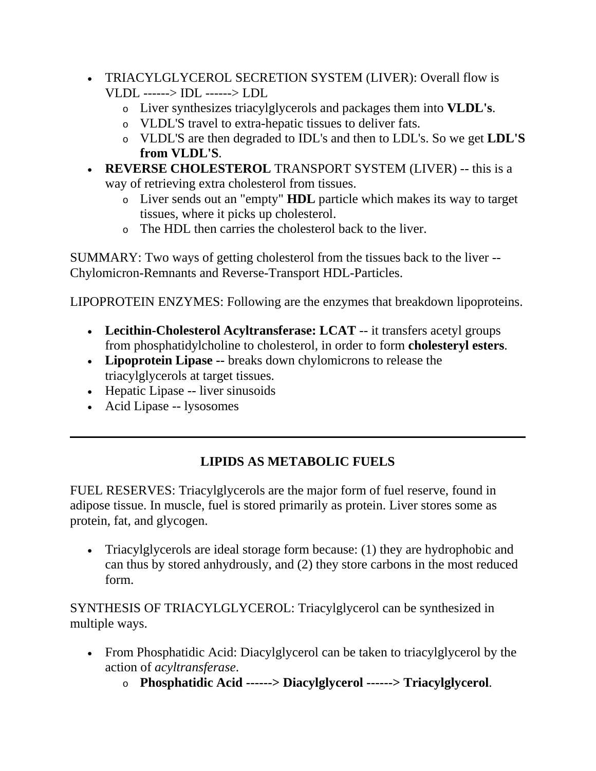- TRIACYLGLYCEROL SECRETION SYSTEM (LIVER): Overall flow is VLDL ------> IDL ------> LDL
  - Liver synthesizes triacylglycerols and packages them into **VLDL's**.
  - VLDL'S travel to extra-hepatic tissues to deliver fats.
  - VLDL'S are then degraded to IDL's and then to LDL's. So we get **LDL'S from VLDL'S**.
- **REVERSE CHOLESTEROL** TRANSPORT SYSTEM (LIVER) -- this is a way of retrieving extra cholesterol from tissues.
  - Liver sends out an "empty" **HDL** particle which makes its way to target tissues, where it picks up cholesterol.
  - The HDL then carries the cholesterol back to the liver.

SUMMARY: Two ways of getting cholesterol from the tissues back to the liver -- Chylomicron-Remnants and Reverse-Transport HDL-Particles.

LIPOPROTEIN ENZYMES: Following are the enzymes that breakdown lipoproteins.

- **Lecithin-Cholesterol Acyltransferase: LCAT** -- it transfers acetyl groups from phosphatidylcholine to cholesterol, in order to form **cholesteryl esters**.
- **Lipoprotein Lipase** -- breaks down chylomicrons to release the triacylglycerols at target tissues.
- Hepatic Lipase -- liver sinusoids
- Acid Lipase -- lysosomes

---

## LIPIDS AS METABOLIC FUELS

FUEL RESERVES: Triacylglycerols are the major form of fuel reserve, found in adipose tissue. In muscle, fuel is stored primarily as protein. Liver stores some as protein, fat, and glycogen.

- Triacylglycerols are ideal storage form because: (1) they are hydrophobic and can thus by stored anhydrously, and (2) they store carbons in the most reduced form.

SYNTHESIS OF TRIACYLGLYCEROL: Triacylglycerol can be synthesized in multiple ways.

- From Phosphatidic Acid: Diacylglycerol can be taken to triacylglycerol by the action of *acyltransferase*.
  - **Phosphatidic Acid ------> Diacylglycerol ------> Triacylglycerol**.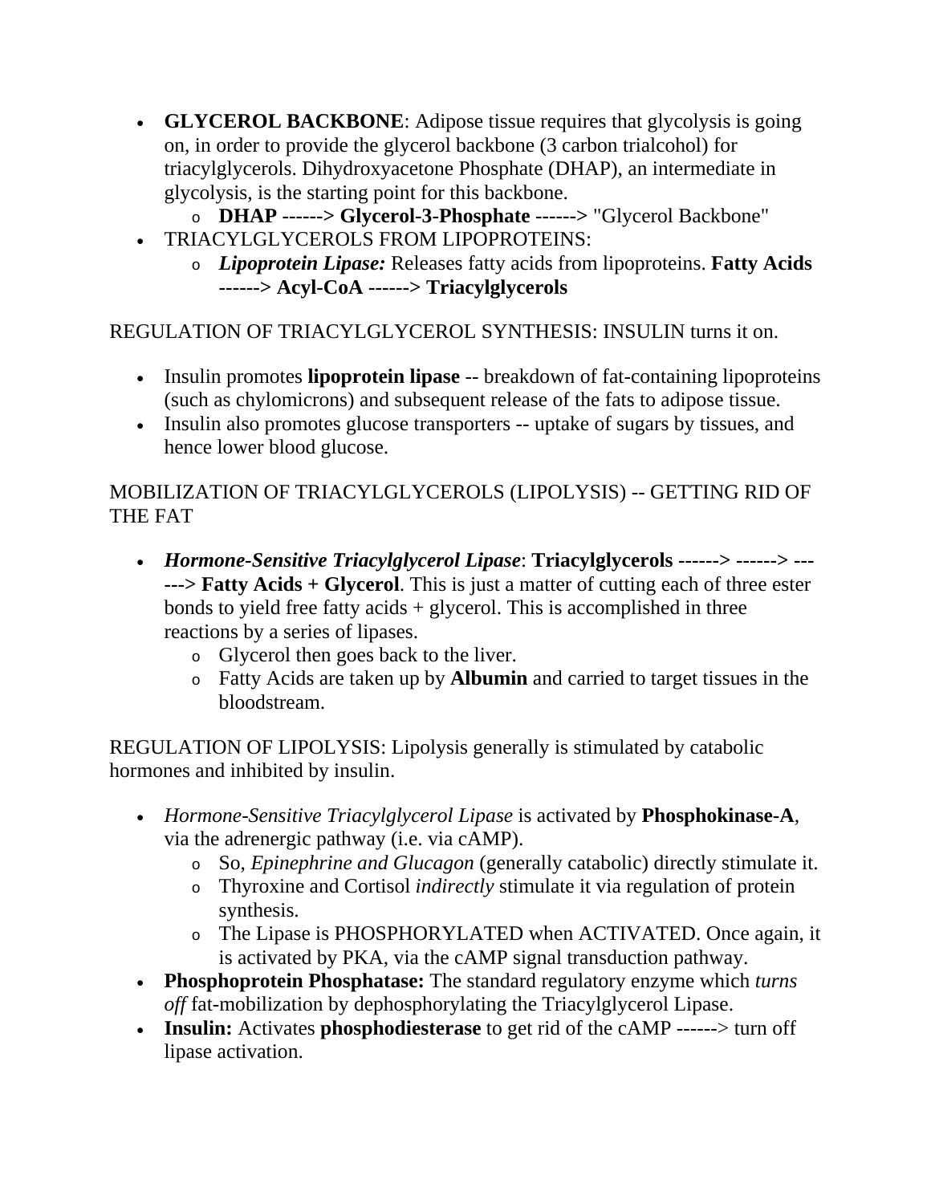- **GLYCEROL BACKBONE**: Adipose tissue requires that glycolysis is going on, in order to provide the glycerol backbone (3 carbon trialcohol) for triacylglycerols. Dihydroxyacetone Phosphate (DHAP), an intermediate in glycolysis, is the starting point for this backbone.
  - **DHAP ------> Glycerol-3-Phosphate ------>** "Glycerol Backbone"
- TRIACYLGLYCEROLS FROM LIPOPROTEINS:
  - ***Lipoprotein Lipase:*** Releases fatty acids from lipoproteins. **Fatty Acids ------> Acyl-CoA ------> Triacylglycerols**

REGULATION OF TRIACYLGLYCEROL SYNTHESIS: INSULIN turns it on.

- Insulin promotes **lipoprotein lipase** -- breakdown of fat-containing lipoproteins (such as chylomicrons) and subsequent release of the fats to adipose tissue.
- Insulin also promotes glucose transporters -- uptake of sugars by tissues, and hence lower blood glucose.

MOBILIZATION OF TRIACYLGLYCEROLS (LIPOLYSIS) -- GETTING RID OF THE FAT

- ***Hormone-Sensitive Triacylglycerol Lipase***: **Triacylglycerols ------> ------> ------> Fatty Acids + Glycerol**. This is just a matter of cutting each of three ester bonds to yield free fatty acids + glycerol. This is accomplished in three reactions by a series of lipases.
  - Glycerol then goes back to the liver.
  - Fatty Acids are taken up by **Albumin** and carried to target tissues in the bloodstream.

REGULATION OF LIPOLYSIS: Lipolysis generally is stimulated by catabolic hormones and inhibited by insulin.

- *Hormone-Sensitive Triacylglycerol Lipase* is activated by **Phosphokinase-A**, via the adrenergic pathway (i.e. via cAMP).
  - So, *Epinephrine and Glucagon* (generally catabolic) directly stimulate it.
  - Thyroxine and Cortisol *indirectly* stimulate it via regulation of protein synthesis.
  - The Lipase is PHOSPHORYLATED when ACTIVATED. Once again, it is activated by PKA, via the cAMP signal transduction pathway.
- **Phosphoprotein Phosphatase:** The standard regulatory enzyme which *turns off* fat-mobilization by dephosphorylating the Triacylglycerol Lipase.
- **Insulin:** Activates **phosphodiesterase** to get rid of the cAMP ------> turn off lipase activation.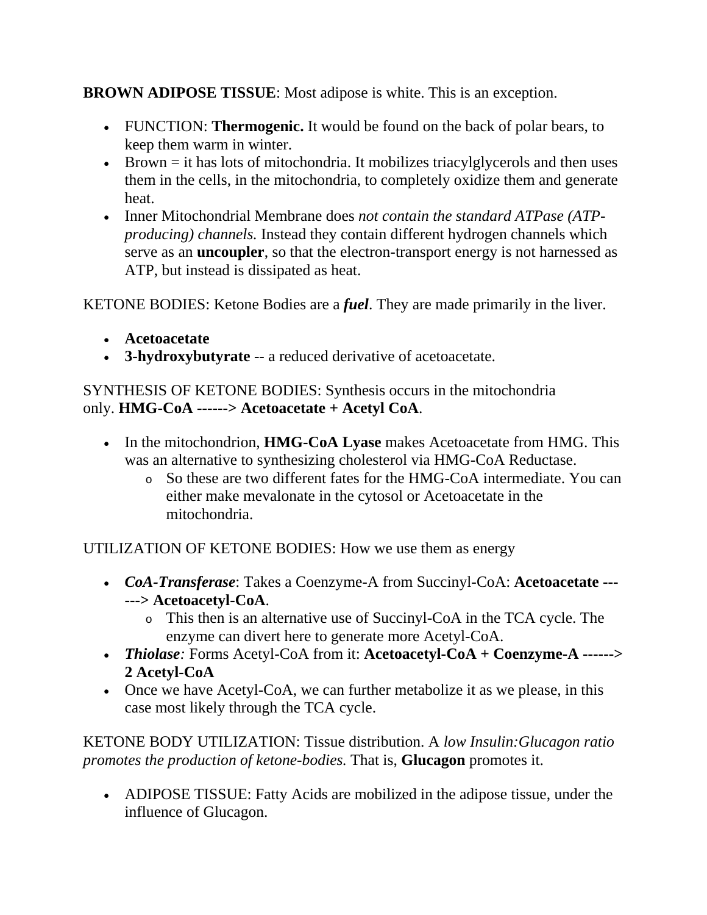**BROWN ADIPOSE TISSUE**: Most adipose is white. This is an exception.

- FUNCTION: **Thermogenic.** It would be found on the back of polar bears, to keep them warm in winter.
- Brown = it has lots of mitochondria. It mobilizes triacylglycerols and then uses them in the cells, in the mitochondria, to completely oxidize them and generate heat.
- Inner Mitochondrial Membrane does *not contain the standard ATPase (ATP-producing) channels.* Instead they contain different hydrogen channels which serve as an **uncoupler**, so that the electron-transport energy is not harnessed as ATP, but instead is dissipated as heat.

KETONE BODIES: Ketone Bodies are a ***fuel***. They are made primarily in the liver.

- **Acetoacetate**
- **3-hydroxybutyrate** -- a reduced derivative of acetoacetate.

SYNTHESIS OF KETONE BODIES: Synthesis occurs in the mitochondria only. **HMG-CoA ------> Acetoacetate + Acetyl CoA**.

- In the mitochondrion, **HMG-CoA Lyase** makes Acetoacetate from HMG. This was an alternative to synthesizing cholesterol via HMG-CoA Reductase.
  - So these are two different fates for the HMG-CoA intermediate. You can either make mevalonate in the cytosol or Acetoacetate in the mitochondria.

UTILIZATION OF KETONE BODIES: How we use them as energy

- ***CoA-Transferase***: Takes a Coenzyme-A from Succinyl-CoA: **Acetoacetate ------> Acetoacetyl-CoA**.
  - This then is an alternative use of Succinyl-CoA in the TCA cycle. The enzyme can divert here to generate more Acetyl-CoA.
- ***Thiolase****:* Forms Acetyl-CoA from it: **Acetoacetyl-CoA + Coenzyme-A ------> 2 Acetyl-CoA**
- Once we have Acetyl-CoA, we can further metabolize it as we please, in this case most likely through the TCA cycle.

KETONE BODY UTILIZATION: Tissue distribution. A *low Insulin:Glucagon ratio promotes the production of ketone-bodies.* That is, **Glucagon** promotes it.

- ADIPOSE TISSUE: Fatty Acids are mobilized in the adipose tissue, under the influence of Glucagon.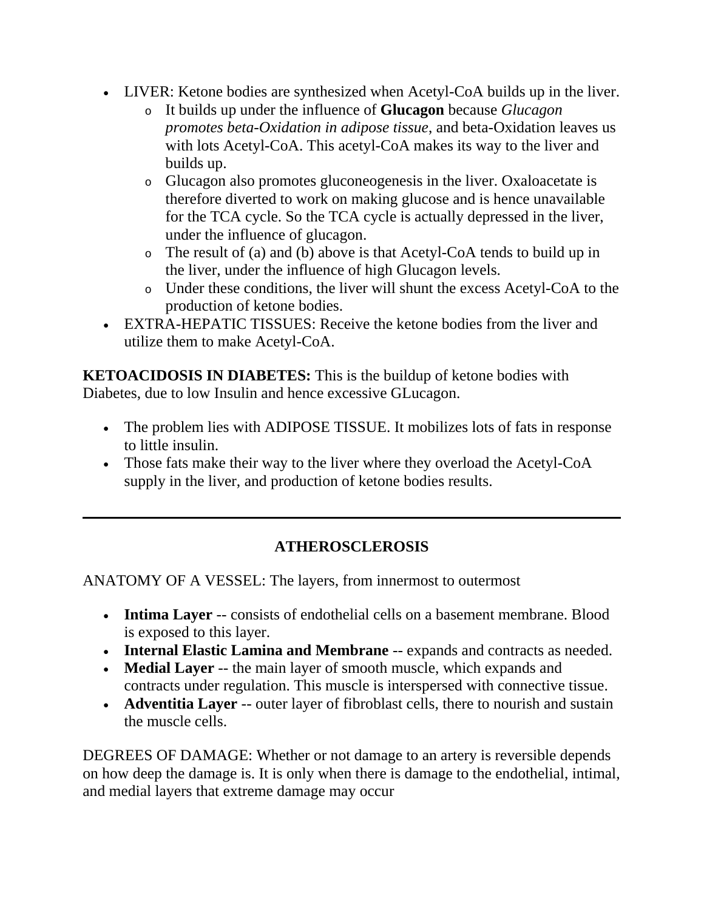- LIVER: Ketone bodies are synthesized when Acetyl-CoA builds up in the liver.
    - It builds up under the influence of **Glucagon** because *Glucagon promotes beta-Oxidation in adipose tissue*, and beta-Oxidation leaves us with lots Acetyl-CoA. This acetyl-CoA makes its way to the liver and builds up.
    - Glucagon also promotes gluconeogenesis in the liver. Oxaloacetate is therefore diverted to work on making glucose and is hence unavailable for the TCA cycle. So the TCA cycle is actually depressed in the liver, under the influence of glucagon.
    - The result of (a) and (b) above is that Acetyl-CoA tends to build up in the liver, under the influence of high Glucagon levels.
    - Under these conditions, the liver will shunt the excess Acetyl-CoA to the production of ketone bodies.
- EXTRA-HEPATIC TISSUES: Receive the ketone bodies from the liver and utilize them to make Acetyl-CoA.

**KETOACIDOSIS IN DIABETES:** This is the buildup of ketone bodies with Diabetes, due to low Insulin and hence excessive GLucagon.

- The problem lies with ADIPOSE TISSUE. It mobilizes lots of fats in response to little insulin.
- Those fats make their way to the liver where they overload the Acetyl-CoA supply in the liver, and production of ketone bodies results.

---

## ATHEROSCLEROSIS

ANATOMY OF A VESSEL: The layers, from innermost to outermost

- **Intima Layer** -- consists of endothelial cells on a basement membrane. Blood is exposed to this layer.
- **Internal Elastic Lamina and Membrane** -- expands and contracts as needed.
- **Medial Layer** -- the main layer of smooth muscle, which expands and contracts under regulation. This muscle is interspersed with connective tissue.
- **Adventitia Layer** -- outer layer of fibroblast cells, there to nourish and sustain the muscle cells.

DEGREES OF DAMAGE: Whether or not damage to an artery is reversible depends on how deep the damage is. It is only when there is damage to the endothelial, intimal, and medial layers that extreme damage may occur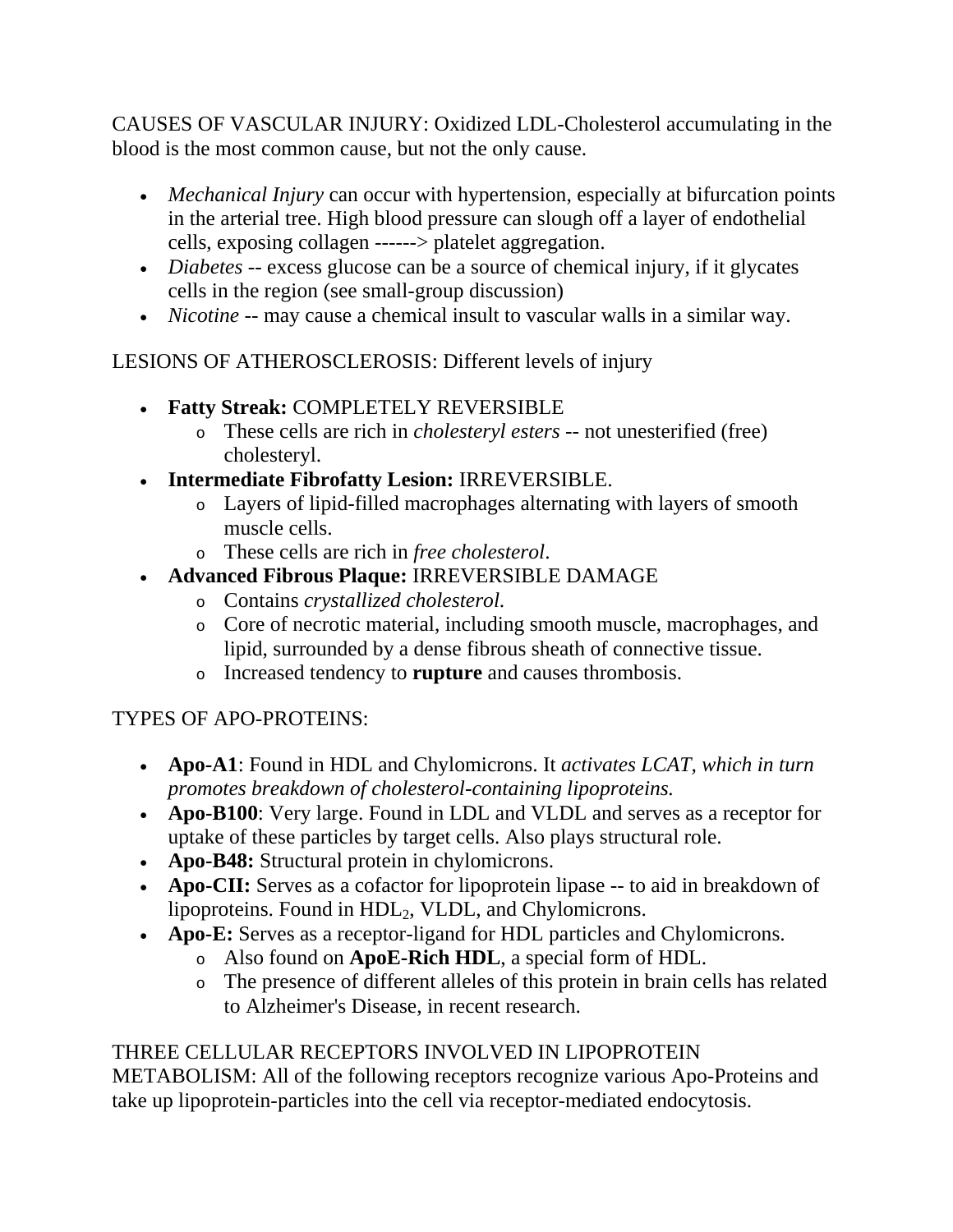CAUSES OF VASCULAR INJURY: Oxidized LDL-Cholesterol accumulating in the blood is the most common cause, but not the only cause.

- *Mechanical Injury* can occur with hypertension, especially at bifurcation points in the arterial tree. High blood pressure can slough off a layer of endothelial cells, exposing collagen ------> platelet aggregation.
- *Diabetes* -- excess glucose can be a source of chemical injury, if it glycates cells in the region (see small-group discussion)
- *Nicotine* -- may cause a chemical insult to vascular walls in a similar way.

LESIONS OF ATHEROSCLEROSIS: Different levels of injury

- **Fatty Streak:** COMPLETELY REVERSIBLE
  - These cells are rich in *cholesteryl esters* -- not unesterified (free) cholesteryl.
- **Intermediate Fibrofatty Lesion:** IRREVERSIBLE.
  - Layers of lipid-filled macrophages alternating with layers of smooth muscle cells.
  - These cells are rich in *free cholesterol*.
- **Advanced Fibrous Plaque:** IRREVERSIBLE DAMAGE
  - Contains *crystallized cholesterol.*
  - Core of necrotic material, including smooth muscle, macrophages, and lipid, surrounded by a dense fibrous sheath of connective tissue.
  - Increased tendency to **rupture** and causes thrombosis.

TYPES OF APO-PROTEINS:

- **Apo-A1**: Found in HDL and Chylomicrons. It *activates LCAT, which in turn promotes breakdown of cholesterol-containing lipoproteins.*
- **Apo-B100**: Very large. Found in LDL and VLDL and serves as a receptor for uptake of these particles by target cells. Also plays structural role.
- **Apo-B48:** Structural protein in chylomicrons.
- **Apo-CII:** Serves as a cofactor for lipoprotein lipase -- to aid in breakdown of lipoproteins. Found in $HDL_2$, VLDL, and Chylomicrons.
- **Apo-E:** Serves as a receptor-ligand for HDL particles and Chylomicrons.
  - Also found on **ApoE-Rich HDL**, a special form of HDL.
  - The presence of different alleles of this protein in brain cells has related to Alzheimer's Disease, in recent research.

THREE CELLULAR RECEPTORS INVOLVED IN LIPOPROTEIN METABOLISM: All of the following receptors recognize various Apo-Proteins and take up lipoprotein-particles into the cell via receptor-mediated endocytosis.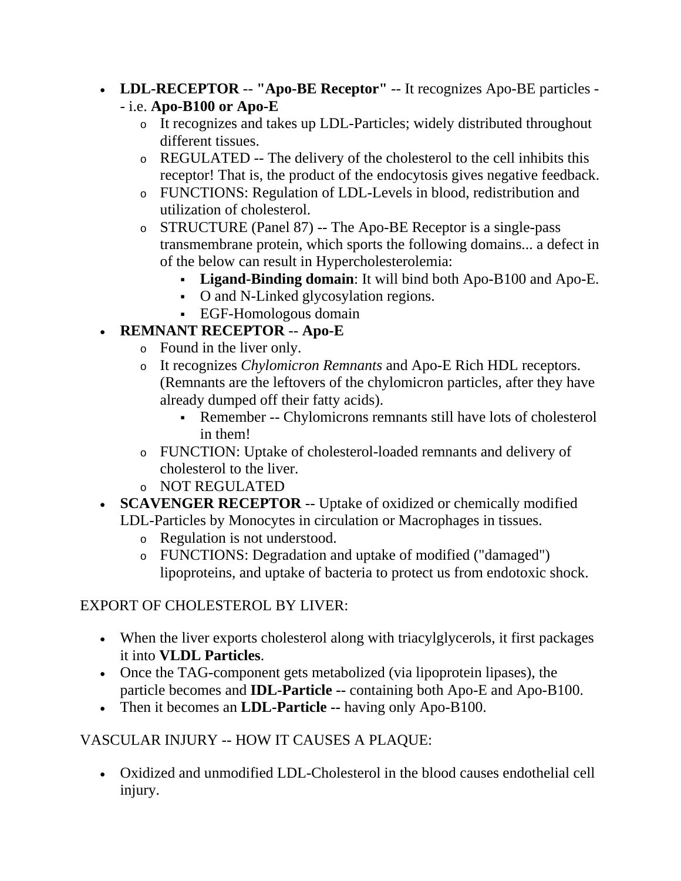- **LDL-RECEPTOR** -- **"Apo-BE Receptor"** -- It recognizes Apo-BE particles -- i.e. **Apo-B100 or Apo-E**
  - It recognizes and takes up LDL-Particles; widely distributed throughout different tissues.
  - REGULATED -- The delivery of the cholesterol to the cell inhibits this receptor! That is, the product of the endocytosis gives negative feedback.
  - FUNCTIONS: Regulation of LDL-Levels in blood, redistribution and utilization of cholesterol.
  - STRUCTURE (Panel 87) -- The Apo-BE Receptor is a single-pass transmembrane protein, which sports the following domains... a defect in of the below can result in Hypercholesterolemia:
    - **Ligand-Binding domain**: It will bind both Apo-B100 and Apo-E.
    - O and N-Linked glycosylation regions.
    - EGF-Homologous domain
- **REMNANT RECEPTOR** -- **Apo-E**
  - Found in the liver only.
  - It recognizes *Chylomicron Remnants* and Apo-E Rich HDL receptors. (Remnants are the leftovers of the chylomicron particles, after they have already dumped off their fatty acids).
    - Remember -- Chylomicrons remnants still have lots of cholesterol in them!
  - FUNCTION: Uptake of cholesterol-loaded remnants and delivery of cholesterol to the liver.
  - NOT REGULATED
- **SCAVENGER RECEPTOR** -- Uptake of oxidized or chemically modified LDL-Particles by Monocytes in circulation or Macrophages in tissues.
  - Regulation is not understood.
  - FUNCTIONS: Degradation and uptake of modified ("damaged") lipoproteins, and uptake of bacteria to protect us from endotoxic shock.

EXPORT OF CHOLESTEROL BY LIVER:

- When the liver exports cholesterol along with triacylglycerols, it first packages it into **VLDL Particles**.
- Once the TAG-component gets metabolized (via lipoprotein lipases), the particle becomes and **IDL-Particle --** containing both Apo-E and Apo-B100.
- Then it becomes an **LDL-Particle --** having only Apo-B100.

VASCULAR INJURY -- HOW IT CAUSES A PLAQUE:

- Oxidized and unmodified LDL-Cholesterol in the blood causes endothelial cell injury.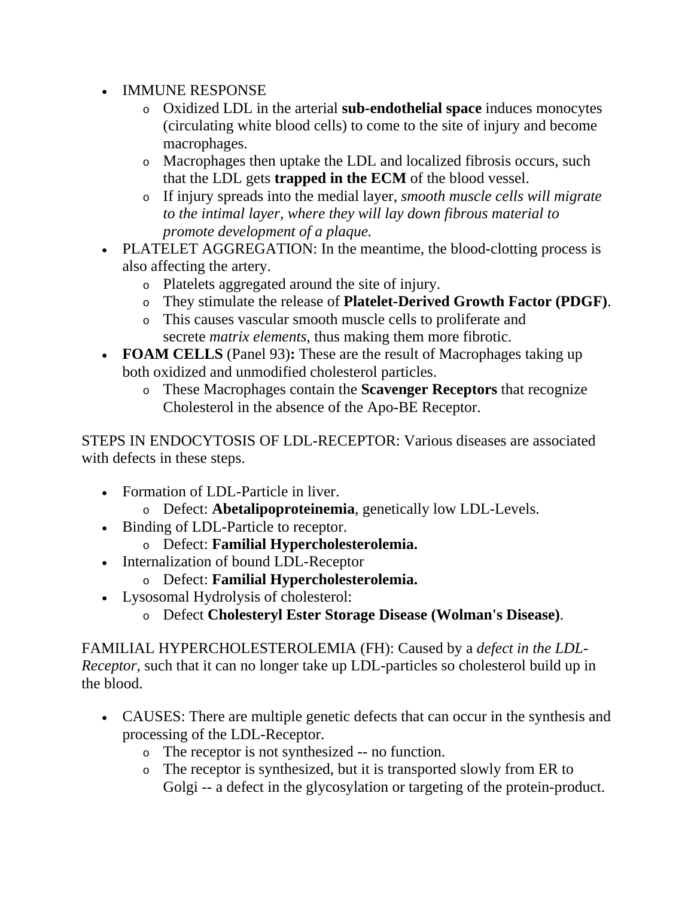- IMMUNE RESPONSE
  - Oxidized LDL in the arterial **sub-endothelial space** induces monocytes (circulating white blood cells) to come to the site of injury and become macrophages.
  - Macrophages then uptake the LDL and localized fibrosis occurs, such that the LDL gets **trapped in the ECM** of the blood vessel.
  - If injury spreads into the medial layer, *smooth muscle cells will migrate to the intimal layer, where they will lay down fibrous material to promote development of a plaque.*
- PLATELET AGGREGATION: In the meantime, the blood-clotting process is also affecting the artery.
  - Platelets aggregated around the site of injury.
  - They stimulate the release of **Platelet-Derived Growth Factor (PDGF)**.
  - This causes vascular smooth muscle cells to proliferate and secrete *matrix elements*, thus making them more fibrotic.
- **FOAM CELLS** (Panel 93)**:** These are the result of Macrophages taking up both oxidized and unmodified cholesterol particles.
  - These Macrophages contain the **Scavenger Receptors** that recognize Cholesterol in the absence of the Apo-BE Receptor.

STEPS IN ENDOCYTOSIS OF LDL-RECEPTOR: Various diseases are associated with defects in these steps.

- Formation of LDL-Particle in liver.
  - Defect: **Abetalipoproteinemia**, genetically low LDL-Levels.
- Binding of LDL-Particle to receptor.
  - Defect: **Familial Hypercholesterolemia.**
- Internalization of bound LDL-Receptor
  - Defect: **Familial Hypercholesterolemia.**
- Lysosomal Hydrolysis of cholesterol:
  - Defect **Cholesteryl Ester Storage Disease (Wolman's Disease)**.

FAMILIAL HYPERCHOLESTEROLEMIA (FH): Caused by a *defect in the LDL-Receptor,* such that it can no longer take up LDL-particles so cholesterol build up in the blood.

- CAUSES: There are multiple genetic defects that can occur in the synthesis and processing of the LDL-Receptor.
  - The receptor is not synthesized -- no function.
  - The receptor is synthesized, but it is transported slowly from ER to Golgi -- a defect in the glycosylation or targeting of the protein-product.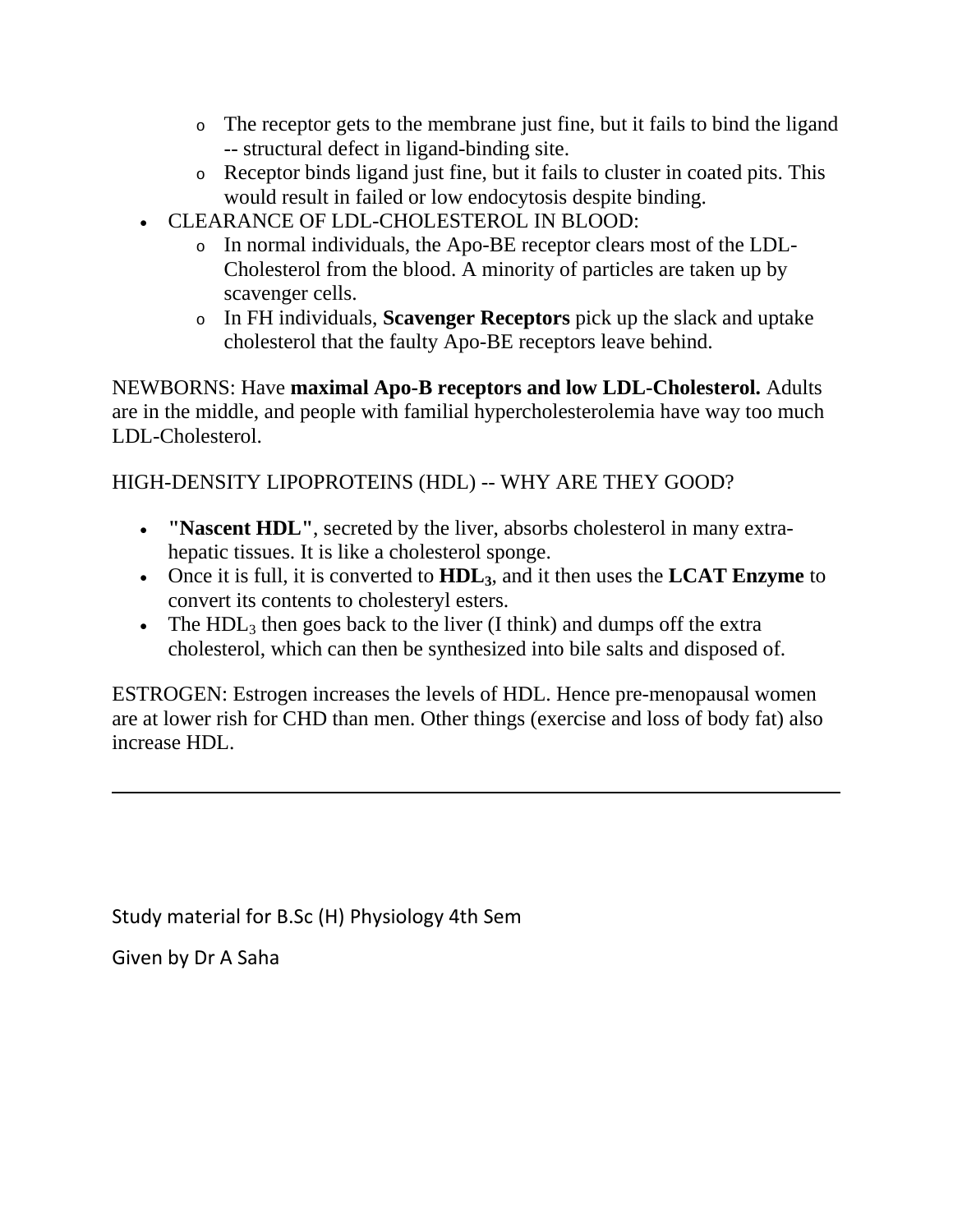- The receptor gets to the membrane just fine, but it fails to bind the ligand -- structural defect in ligand-binding site.
  - Receptor binds ligand just fine, but it fails to cluster in coated pits. This would result in failed or low endocytosis despite binding.
- CLEARANCE OF LDL-CHOLESTEROL IN BLOOD:
  - In normal individuals, the Apo-BE receptor clears most of the LDL-Cholesterol from the blood. A minority of particles are taken up by scavenger cells.
  - In FH individuals, **Scavenger Receptors** pick up the slack and uptake cholesterol that the faulty Apo-BE receptors leave behind.

NEWBORNS: Have **maximal Apo-B receptors and low LDL-Cholesterol.** Adults are in the middle, and people with familial hypercholesterolemia have way too much LDL-Cholesterol.

HIGH-DENSITY LIPOPROTEINS (HDL) -- WHY ARE THEY GOOD?

- **"Nascent HDL"**, secreted by the liver, absorbs cholesterol in many extra-hepatic tissues. It is like a cholesterol sponge.
- Once it is full, it is converted to **$HDL_3$**, and it then uses the **LCAT Enzyme** to convert its contents to cholesteryl esters.
- The $HDL_3$ then goes back to the liver (I think) and dumps off the extra cholesterol, which can then be synthesized into bile salts and disposed of.

ESTROGEN: Estrogen increases the levels of HDL. Hence pre-menopausal women are at lower rish for CHD than men. Other things (exercise and loss of body fat) also increase HDL.

---

Study material for B.Sc (H) Physiology 4th Sem

Given by Dr A Saha